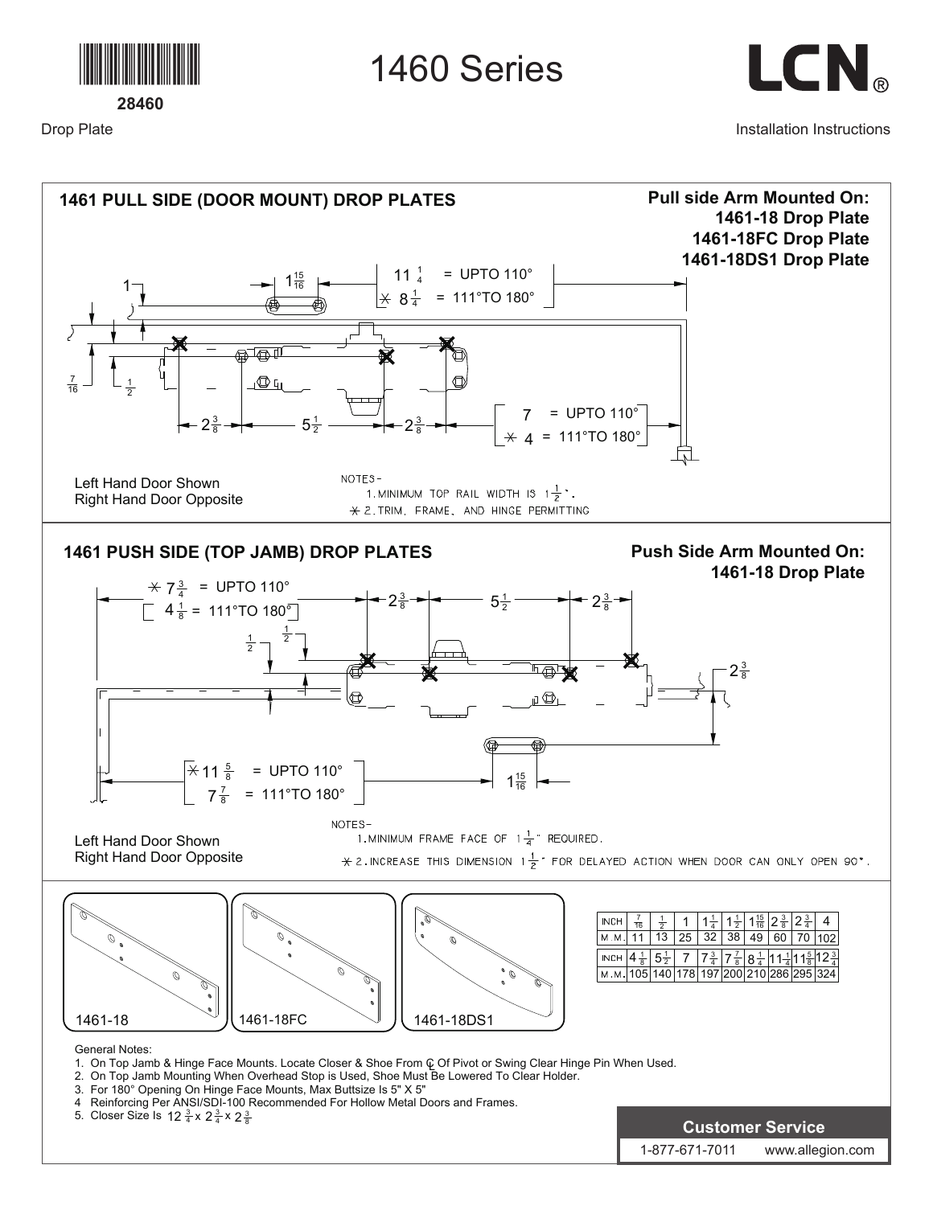28460

# 1460 Series

LCN®

Drop Plate

Installation Instructions

## 1461 PULL SIDE (DOOR MOUNT) DROP PLATES

**Pull side Arm Mounted On:**
**1461-18 Drop Plate**
**1461-18FC Drop Plate**
**1461-18DS1 Drop Plate**

1

$1\frac{15}{16}$

$11\frac{1}{4}$ = UPTO 110°
* $8\frac{1}{4}$ = 111° TO 180°

$\frac{7}{16}$ $\frac{1}{2}$

$2\frac{3}{8}$ $5\frac{1}{2}$ $2\frac{3}{8}$

7 = UPTO 110°
* 4 = 111° TO 180°

Left Hand Door Shown
Right Hand Door Opposite

NOTES-
1. MINIMUM TOP RAIL WIDTH IS $1\frac{1}{2}$".
* 2. TRIM, FRAME, AND HINGE PERMITTING

## 1461 PUSH SIDE (TOP JAMB) DROP PLATES

**Push Side Arm Mounted On:**
**1461-18 Drop Plate**

* $7\frac{3}{4}$ = UPTO 110°
$4\frac{1}{8}$ = 111° TO 180°

$2\frac{3}{8}$ $5\frac{1}{2}$ $2\frac{3}{8}$

$\frac{1}{2}$ $\frac{1}{2}$

$2\frac{3}{8}$

* $11\frac{5}{8}$ = UPTO 110°
$7\frac{7}{8}$ = 111° TO 180°

$1\frac{15}{16}$

Left Hand Door Shown
Right Hand Door Opposite

NOTES-
1. MINIMUM FRAME FACE OF $1\frac{1}{4}$" REQUIRED.
* 2. INCREASE THIS DIMENSION $1\frac{1}{2}$" FOR DELAYED ACTION WHEN DOOR CAN ONLY OPEN 90°.

1461-18 | 1461-18FC | 1461-18DS1

| INCH | $\frac{7}{16}$ | $\frac{1}{2}$ | 1 | $1\frac{1}{4}$ | $1\frac{1}{2}$ | $1\frac{15}{16}$ | $2\frac{3}{8}$ | $2\frac{3}{4}$ | 4 |
|---|---|---|---|---|---|---|---|---|---|
| M.M. | 11 | 13 | 25 | 32 | 38 | 49 | 60 | 70 | 102 |
| INCH | $4\frac{1}{8}$ | $5\frac{1}{2}$ | 7 | $7\frac{3}{4}$ | $7\frac{7}{8}$ | $8\frac{1}{4}$ | $11\frac{1}{4}$ | $11\frac{5}{8}$ | $12\frac{3}{4}$ |
| M.M. | 105 | 140 | 178 | 197 | 200 | 210 | 286 | 295 | 324 |

General Notes:
1. On Top Jamb & Hinge Face Mounts. Locate Closer & Shoe From ℄ Of Pivot or Swing Clear Hinge Pin When Used.
2. On Top Jamb Mounting When Overhead Stop is Used, Shoe Must Be Lowered To Clear Holder.
3. For 180° Opening On Hinge Face Mounts, Max Buttsize Is 5" X 5"
4. Reinforcing Per ANSI/SDI-100 Recommended For Hollow Metal Doors and Frames.
5. Closer Size Is $12\frac{3}{4} \times 2\frac{3}{4} \times 2\frac{3}{8}$

**Customer Service**
1-877-671-7011 www.allegion.com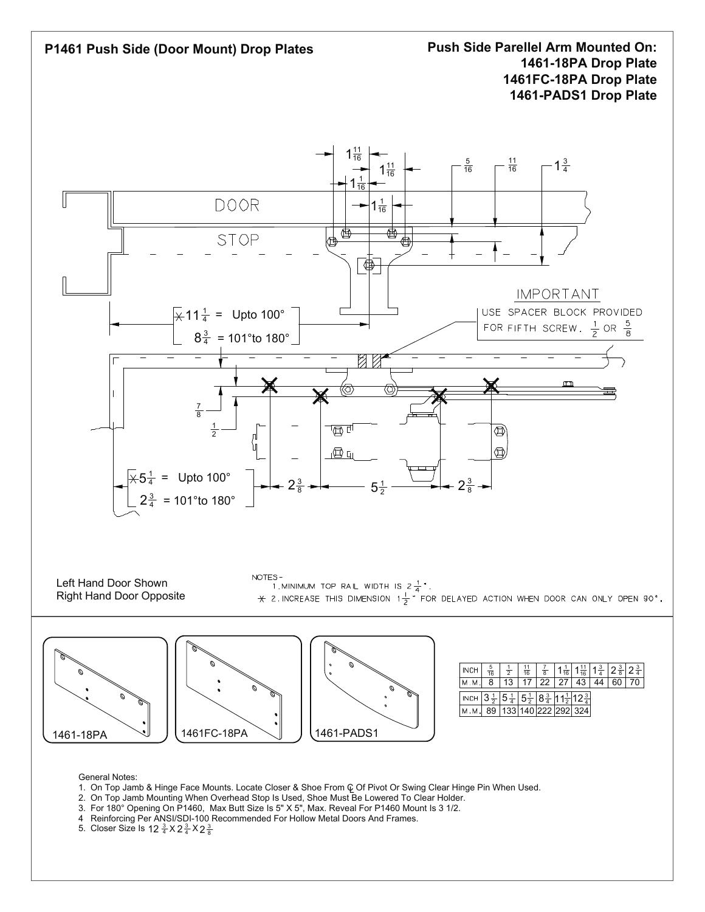# P1461 Push Side (Door Mount) Drop Plates

**Push Side Parellel Arm Mounted On:**
**1461-18PA Drop Plate**
**1461FC-18PA Drop Plate**
**1461-PADS1 Drop Plate**

DOOR

STOP

$1\frac{11}{16}$ $1\frac{11}{16}$ $1\frac{1}{16}$ $1\frac{1}{16}$ $\frac{5}{16}$ $\frac{11}{16}$ $1\frac{3}{4}$

IMPORTANT
USE SPACER BLOCK PROVIDED FOR FIFTH SCREW. $\frac{1}{2}$ OR $\frac{5}{8}$

✱ $11\frac{1}{4}$ = Upto 100°
$8\frac{3}{4}$ = 101° to 180°

$\frac{7}{8}$

$\frac{1}{2}$

✱ $5\frac{1}{4}$ = Upto 100°
$2\frac{3}{4}$ = 101° to 180°

$2\frac{3}{8}$ $5\frac{1}{2}$ $2\frac{3}{8}$

Left Hand Door Shown
Right Hand Door Opposite

NOTES -
1. MINIMUM TOP RAIL WIDTH IS $2\frac{1}{4}$".
✱ 2. INCREASE THIS DIMENSION $1\frac{1}{2}$" FOR DELAYED ACTION WHEN DOOR CAN ONLY OPEN 90°.

1461-18PA

1461FC-18PA

1461-PADS1

| INCH | $\frac{5}{16}$ | $\frac{1}{2}$ | $\frac{11}{16}$ | $\frac{7}{8}$ | $1\frac{1}{16}$ | $1\frac{11}{16}$ | $1\frac{3}{4}$ | $2\frac{3}{8}$ | $2\frac{3}{4}$ |
|---|---|---|---|---|---|---|---|---|---|
| M.M. | 8 | 13 | 17 | 22 | 27 | 43 | 44 | 60 | 70 |

| INCH | $3\frac{1}{2}$ | $5\frac{1}{4}$ | $5\frac{1}{2}$ | $8\frac{3}{4}$ | $11\frac{1}{2}$ | $12\frac{3}{4}$ |
|---|---|---|---|---|---|---|
| M.M. | 89 | 133 | 140 | 222 | 292 | 324 |

General Notes:
1. On Top Jamb & Hinge Face Mounts. Locate Closer & Shoe From ℄ Of Pivot Or Swing Clear Hinge Pin When Used.
2. On Top Jamb Mounting When Overhead Stop Is Used, Shoe Must Be Lowered To Clear Holder.
3. For 180° Opening On P1460, Max Butt Size Is 5" X 5", Max. Reveal For P1460 Mount Is 3 1/2.
4 Reinforcing Per ANSI/SDI-100 Recommended For Hollow Metal Doors And Frames.
5. Closer Size Is $12\frac{3}{4}$ X $2\frac{3}{4}$ X $2\frac{3}{8}$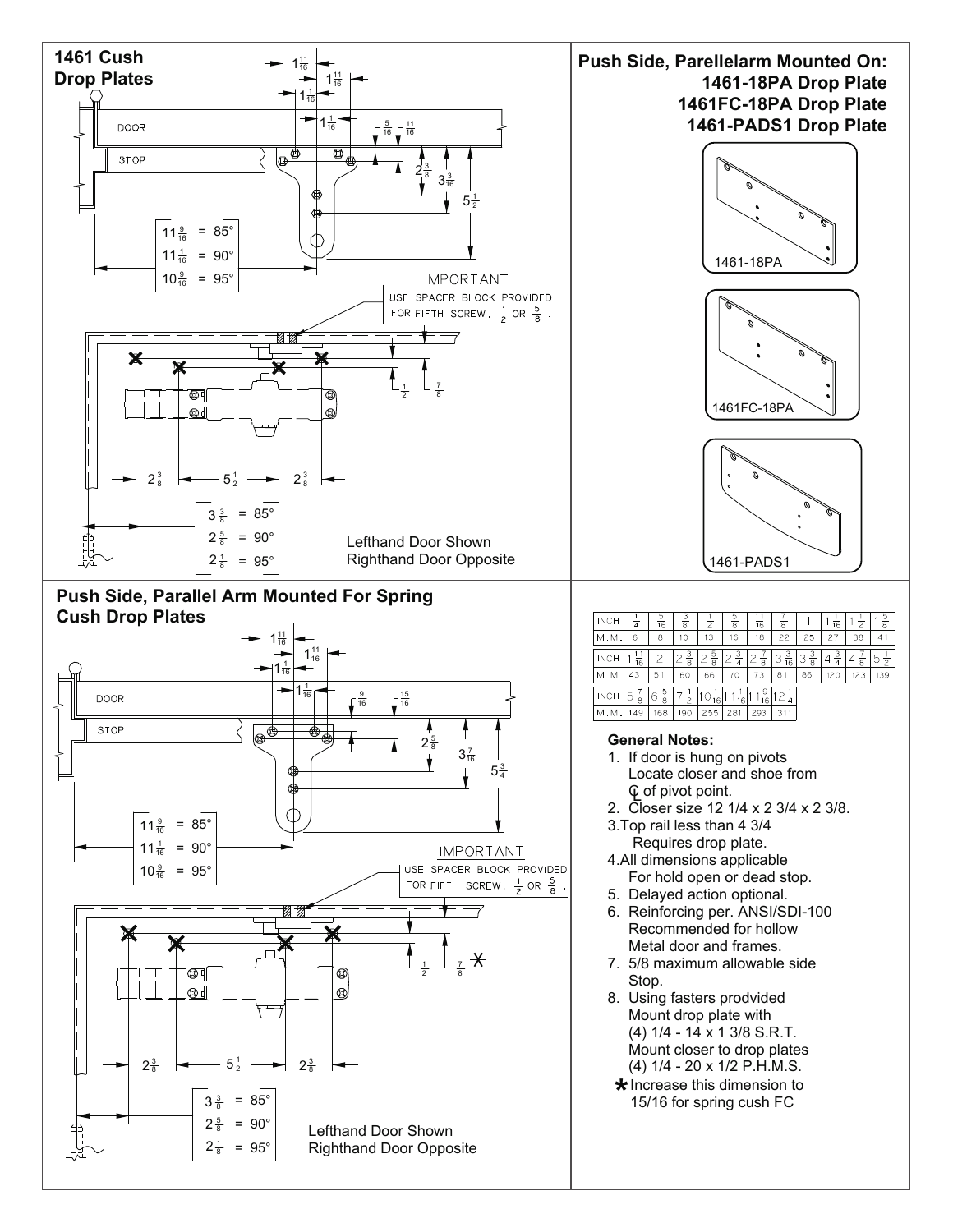## 1461 Cush Drop Plates

DOOR

STOP

$1\frac{11}{16}$ $1\frac{11}{16}$ $1\frac{1}{16}$ $1\frac{1}{16}$ $\frac{5}{16}$ $\frac{11}{16}$ $2\frac{3}{8}$ $3\frac{3}{16}$ $5\frac{1}{2}$

$11\frac{9}{16}$ = 85°
$11\frac{1}{16}$ = 90°
$10\frac{9}{16}$ = 95°

IMPORTANT
USE SPACER BLOCK PROVIDED FOR FIFTH SCREW. $\frac{1}{2}$ OR $\frac{5}{8}$.

$\frac{1}{2}$ $\frac{7}{8}$

$2\frac{3}{8}$ $5\frac{1}{2}$ $2\frac{3}{8}$

$3\frac{3}{8}$ = 85°
$2\frac{5}{8}$ = 90°
$2\frac{1}{8}$ = 95°

Lefthand Door Shown
Righthand Door Opposite

## Push Side, Parellelarm Mounted On: 1461-18PA Drop Plate 1461FC-18PA Drop Plate 1461-PADS1 Drop Plate

1461-18PA

1461FC-18PA

1461-PADS1

## Push Side, Parallel Arm Mounted For Spring Cush Drop Plates

DOOR

STOP

$1\frac{11}{16}$ $1\frac{11}{16}$ $1\frac{1}{16}$ $1\frac{1}{16}$ $\frac{9}{16}$ $\frac{15}{16}$ $2\frac{5}{8}$ $3\frac{7}{16}$ $5\frac{3}{4}$

$11\frac{9}{16}$ = 85°
$11\frac{1}{16}$ = 90°
$10\frac{9}{16}$ = 95°

IMPORTANT
USE SPACER BLOCK PROVIDED FOR FIFTH SCREW. $\frac{1}{2}$ OR $\frac{5}{8}$.

$\frac{1}{2}$ $\frac{7}{8}$ *

$2\frac{3}{8}$ $5\frac{1}{2}$ $2\frac{3}{8}$

$3\frac{3}{8}$ = 85°
$2\frac{5}{8}$ = 90°
$2\frac{1}{8}$ = 95°

Lefthand Door Shown
Righthand Door Opposite

| INCH | $\frac{1}{4}$ | $\frac{5}{16}$ | $\frac{3}{8}$ | $\frac{1}{2}$ | $\frac{5}{8}$ | $\frac{11}{16}$ | $\frac{7}{8}$ | 1 | $1\frac{1}{16}$ | $1\frac{1}{2}$ | $1\frac{5}{8}$ |
|---|---|---|---|---|---|---|---|---|---|---|---|
| M.M. | 6 | 8 | 10 | 13 | 16 | 18 | 22 | 25 | 27 | 38 | 41 |

| INCH | $1\frac{11}{16}$ | 2 | $2\frac{3}{8}$ | $2\frac{5}{8}$ | $2\frac{3}{4}$ | $2\frac{7}{8}$ | $3\frac{3}{16}$ | $3\frac{3}{8}$ | $4\frac{3}{4}$ | $4\frac{7}{8}$ | $5\frac{1}{2}$ |
|---|---|---|---|---|---|---|---|---|---|---|---|
| M.M. | 43 | 51 | 60 | 66 | 70 | 73 | 81 | 86 | 120 | 123 | 139 |

| INCH | $5\frac{7}{8}$ | $6\frac{5}{8}$ | $7\frac{1}{2}$ | $10\frac{1}{16}$ | $11\frac{1}{16}$ | $11\frac{9}{16}$ | $12\frac{1}{4}$ |
|---|---|---|---|---|---|---|---|
| M.M. | 149 | 168 | 190 | 255 | 281 | 293 | 311 |

**General Notes:**

1. If door is hung on pivots Locate closer and shoe from ℄ of pivot point.
2. Closer size 12 1/4 x 2 3/4 x 2 3/8.
3. Top rail less than 4 3/4 Requires drop plate.
4. All dimensions applicable For hold open or dead stop.
5. Delayed action optional.
6. Reinforcing per. ANSI/SDI-100 Recommended for hollow Metal door and frames.
7. 5/8 maximum allowable side Stop.
8. Using fasters prodvided Mount drop plate with (4) 1/4 - 14 x 1 3/8 S.R.T. Mount closer to drop plates (4) 1/4 - 20 x 1/2 P.H.M.S.

\* Increase this dimension to 15/16 for spring cush FC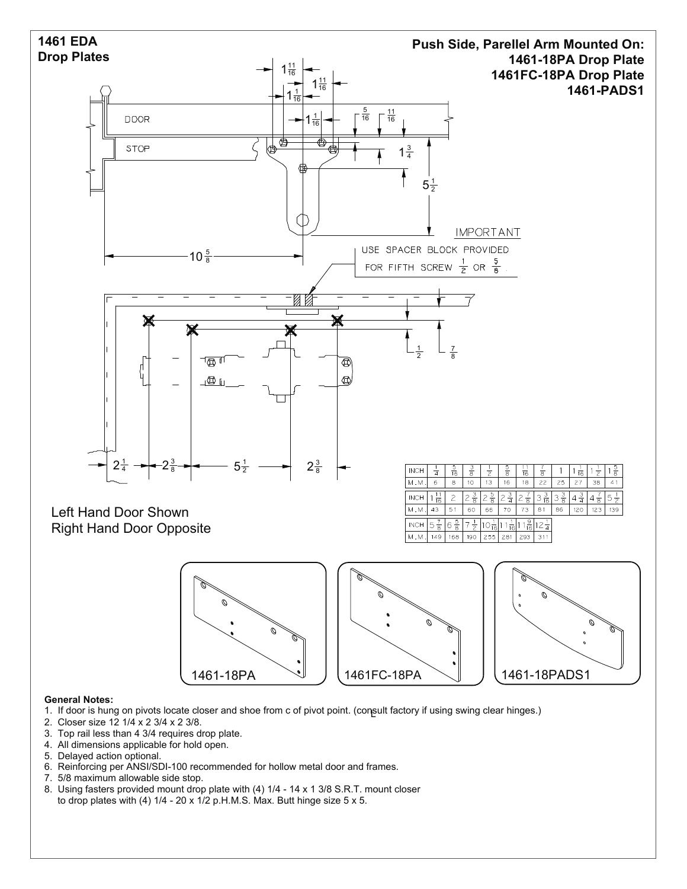# 1461 EDA Drop Plates

**Push Side, Parellel Arm Mounted On:**
**1461-18PA Drop Plate**
**1461FC-18PA Drop Plate**
**1461-PADS1**

DOOR

STOP

IMPORTANT

USE SPACER BLOCK PROVIDED FOR FIFTH SCREW $\frac{1}{2}$ OR $\frac{5}{8}$.

Left Hand Door Shown
Right Hand Door Opposite

| INCH | $\frac{1}{4}$ | $\frac{5}{16}$ | $\frac{3}{8}$ | $\frac{1}{2}$ | $\frac{5}{8}$ | $\frac{11}{16}$ | $\frac{7}{8}$ | 1 | $1\frac{1}{16}$ | $1\frac{1}{2}$ | $1\frac{5}{8}$ |
|---|---|---|---|---|---|---|---|---|---|---|---|
| M.M. | 6 | 8 | 10 | 13 | 16 | 18 | 22 | 25 | 27 | 38 | 41 |

| INCH | $1\frac{11}{16}$ | 2 | $2\frac{3}{8}$ | $2\frac{5}{8}$ | $2\frac{3}{4}$ | $2\frac{7}{8}$ | $3\frac{3}{16}$ | $3\frac{3}{8}$ | $4\frac{3}{4}$ | $4\frac{7}{8}$ | $5\frac{1}{2}$ |
|---|---|---|---|---|---|---|---|---|---|---|---|
| M.M. | 43 | 51 | 60 | 66 | 70 | 73 | 81 | 86 | 120 | 123 | 139 |

| INCH | $5\frac{7}{8}$ | $6\frac{5}{8}$ | $7\frac{1}{2}$ | $10\frac{1}{16}$ | $11\frac{1}{16}$ | $11\frac{9}{16}$ | $12\frac{1}{4}$ |
|---|---|---|---|---|---|---|---|
| M.M. | 149 | 168 | 190 | 255 | 281 | 293 | 311 |

1461-18PA

1461FC-18PA

1461-18PADS1

**General Notes:**

1. If door is hung on pivots locate closer and shoe from c of pivot point. (consult factory if using swing clear hinges.)
2. Closer size 12 1/4 x 2 3/4 x 2 3/8.
3. Top rail less than 4 3/4 requires drop plate.
4. All dimensions applicable for hold open.
5. Delayed action optional.
6. Reinforcing per ANSI/SDI-100 recommended for hollow metal door and frames.
7. 5/8 maximum allowable side stop.
8. Using fasters provided mount drop plate with (4) 1/4 - 14 x 1 3/8 S.R.T. mount closer to drop plates with (4) 1/4 - 20 x 1/2 p.H.M.S. Max. Butt hinge size 5 x 5.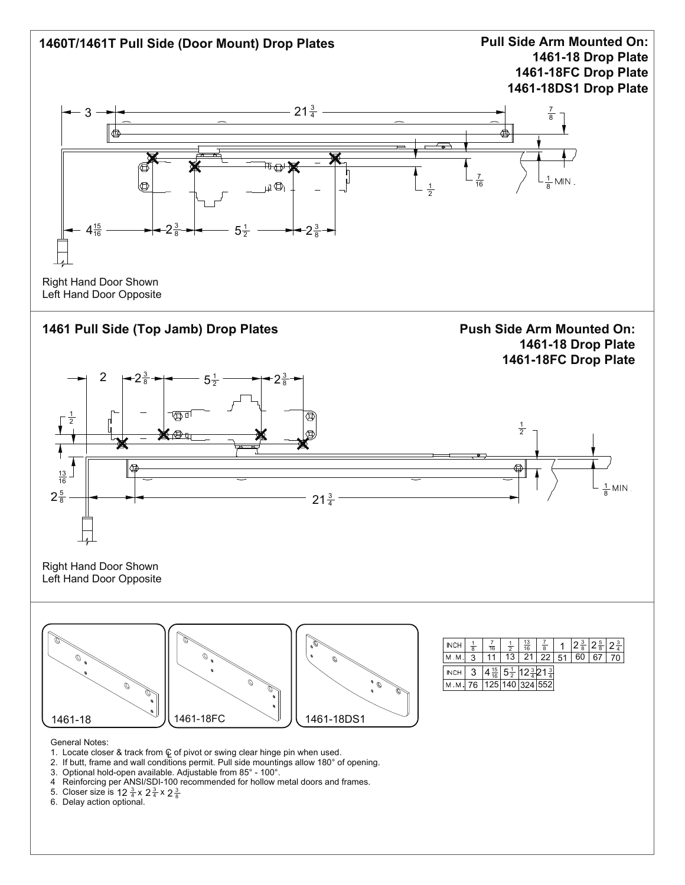## 1460T/1461T Pull Side (Door Mount) Drop Plates

**Pull Side Arm Mounted On:**
**1461-18 Drop Plate**
**1461-18FC Drop Plate**
**1461-18DS1 Drop Plate**

Right Hand Door Shown
Left Hand Door Opposite

## 1461 Pull Side (Top Jamb) Drop Plates

**Push Side Arm Mounted On:**
**1461-18 Drop Plate**
**1461-18FC Drop Plate**

Right Hand Door Shown
Left Hand Door Opposite

1461-18

1461-18FC

1461-18DS1

| INCH | 1/8 | 7/16 | 1/2 | 13/16 | 7/8 | 1 | 2 3/8 | 2 5/8 | 2 3/4 |
|---|---|---|---|---|---|---|---|---|---|
| M.M. | 3 | 11 | 13 | 21 | 22 | 51 | 60 | 67 | 70 |

| INCH | 3 | 4 15/16 | 5 1/2 | 12 3/4 | 21 3/4 |
|---|---|---|---|---|---|
| M.M. | 76 | 125 | 140 | 324 | 552 |

General Notes:

1. Locate closer & track from ℄ of pivot or swing clear hinge pin when used.
2. If butt, frame and wall conditions permit. Pull side mountings allow 180° of opening.
3. Optional hold-open available. Adjustable from 85° - 100°.
4. Reinforcing per ANSI/SDI-100 recommended for hollow metal doors and frames.
5. Closer size is 12 3/4 x 2 3/4 x 2 3/8
6. Delay action optional.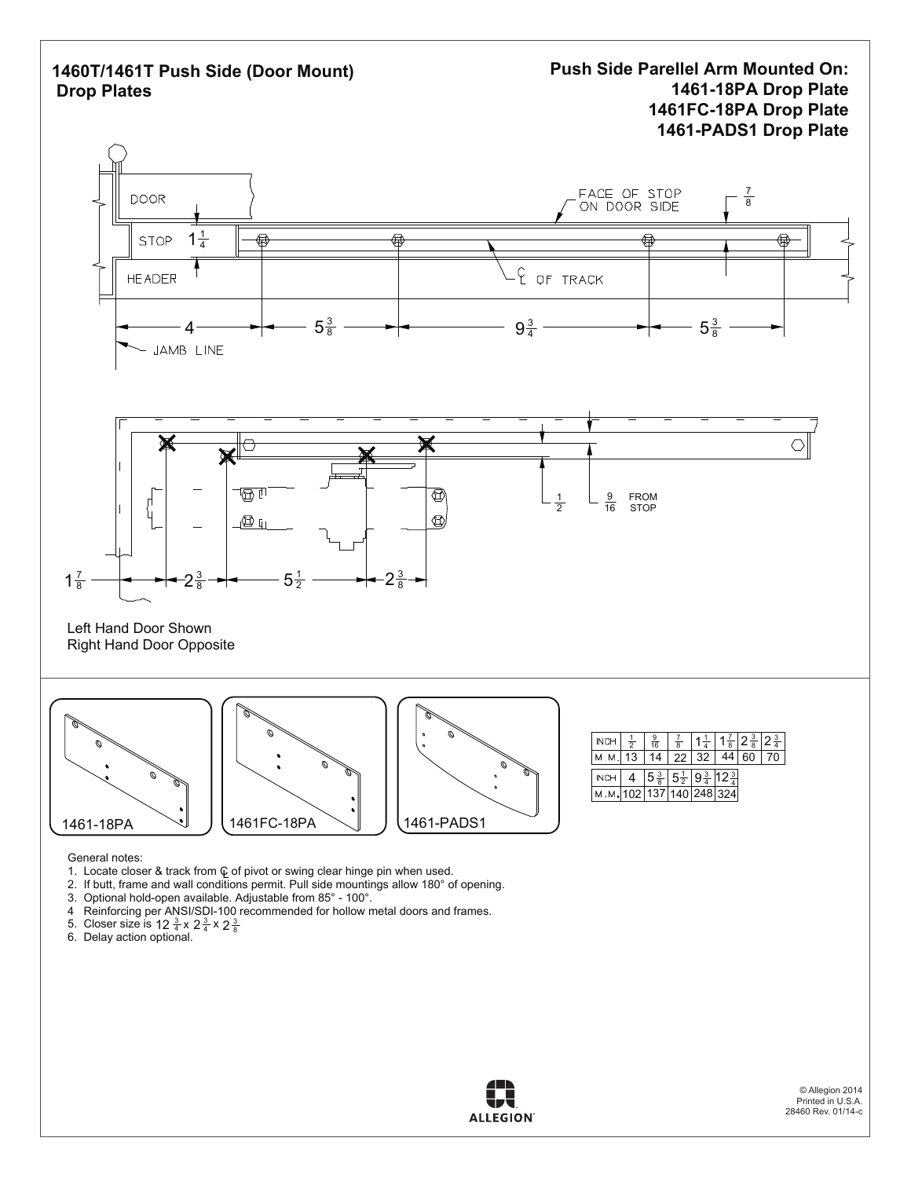# 1460T/1461T Push Side (Door Mount) Drop Plates

## Push Side Parellel Arm Mounted On:
## 1461-18PA Drop Plate
## 1461FC-18PA Drop Plate
## 1461-PADS1 Drop Plate

DOOR

STOP $1\frac{1}{4}$

HEADER

FACE OF STOP ON DOOR SIDE

$\frac{7}{8}$

℄ OF TRACK

4 — $5\frac{3}{8}$ — $9\frac{3}{4}$ — $5\frac{3}{8}$

JAMB LINE

$\frac{1}{2}$

$\frac{9}{16}$ FROM STOP

$1\frac{7}{8}$ — $2\frac{3}{8}$ — $5\frac{1}{2}$ — $2\frac{3}{8}$

Left Hand Door Shown
Right Hand Door Opposite

1461-18PA

1461FC-18PA

1461-PADS1

| INCH | $\frac{1}{2}$ | $\frac{9}{16}$ | $\frac{7}{8}$ | $1\frac{1}{4}$ | $1\frac{7}{8}$ | $2\frac{3}{8}$ | $2\frac{3}{4}$ |
|---|---|---|---|---|---|---|---|
| M M. | 13 | 14 | 22 | 32 | 44 | 60 | 70 |

| INCH | 4 | $5\frac{3}{8}$ | $5\frac{1}{2}$ | $9\frac{3}{4}$ | $12\frac{3}{4}$ |
|---|---|---|---|---|---|
| M.M. | 102 | 137 | 140 | 248 | 324 |

General notes:

1. Locate closer & track from ℄ of pivot or swing clear hinge pin when used.
2. If butt, frame and wall conditions permit. Pull side mountings allow 180° of opening.
3. Optional hold-open available. Adjustable from 85° - 100°.
4. Reinforcing per ANSI/SDI-100 recommended for hollow metal doors and frames.
5. Closer size is $12\frac{3}{4}$ x $2\frac{3}{4}$ x $2\frac{3}{8}$
6. Delay action optional.

ALLEGION

© Allegion 2014
Printed in U.S.A.
28460 Rev. 01/14-c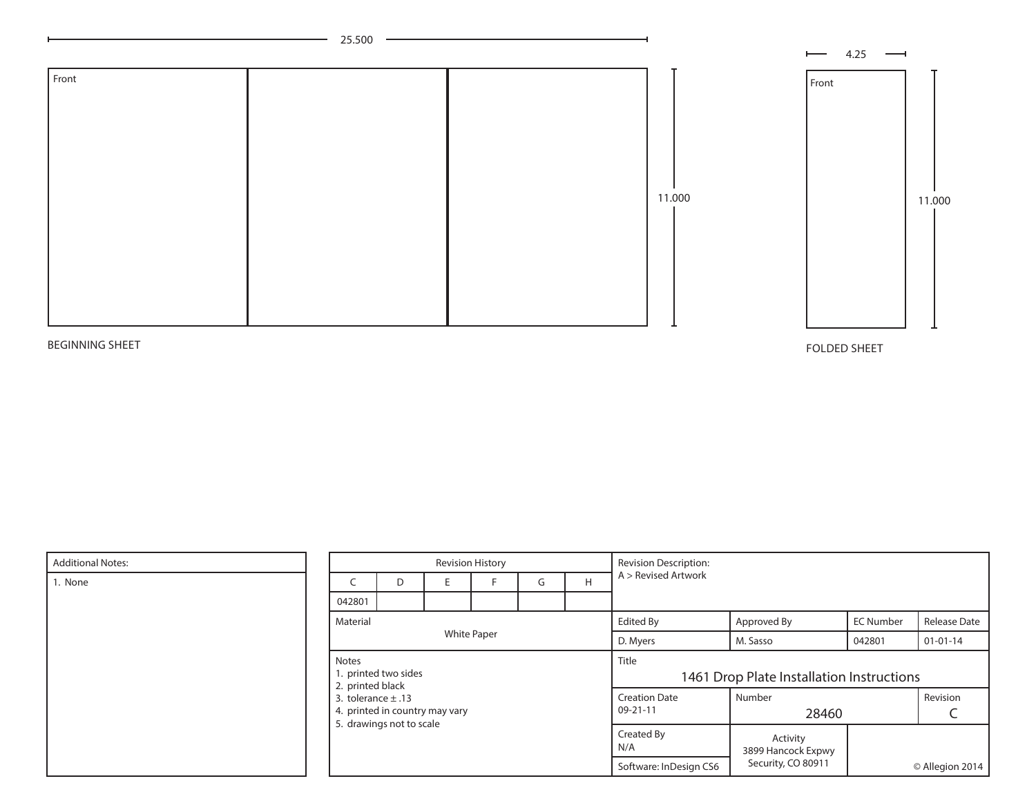25.500

Front

11.000

BEGINNING SHEET

4.25

Front

11.000

FOLDED SHEET

Additional Notes:

1. None

| Revision History | | | | | |
|---|---|---|---|---|---|
| C | D | E | F | G | H |
| 042801 | | | | | |

Material

White Paper

Notes
1. printed two sides
2. printed black
3. tolerance ± .13
4. printed in country may vary
5. drawings not to scale

Revision Description:
A > Revised Artwork

| Edited By | Approved By | EC Number | Release Date |
|---|---|---|---|
| D. Myers | M. Sasso | 042801 | 01-01-14 |

Title

1461 Drop Plate Installation Instructions

| Creation Date | Number | Revision |
|---|---|---|
| 09-21-11 | 28460 | C |

Created By
N/A

Software: InDesign CS6

Activity
3899 Hancock Expwy
Security, CO 80911

© Allegion 2014